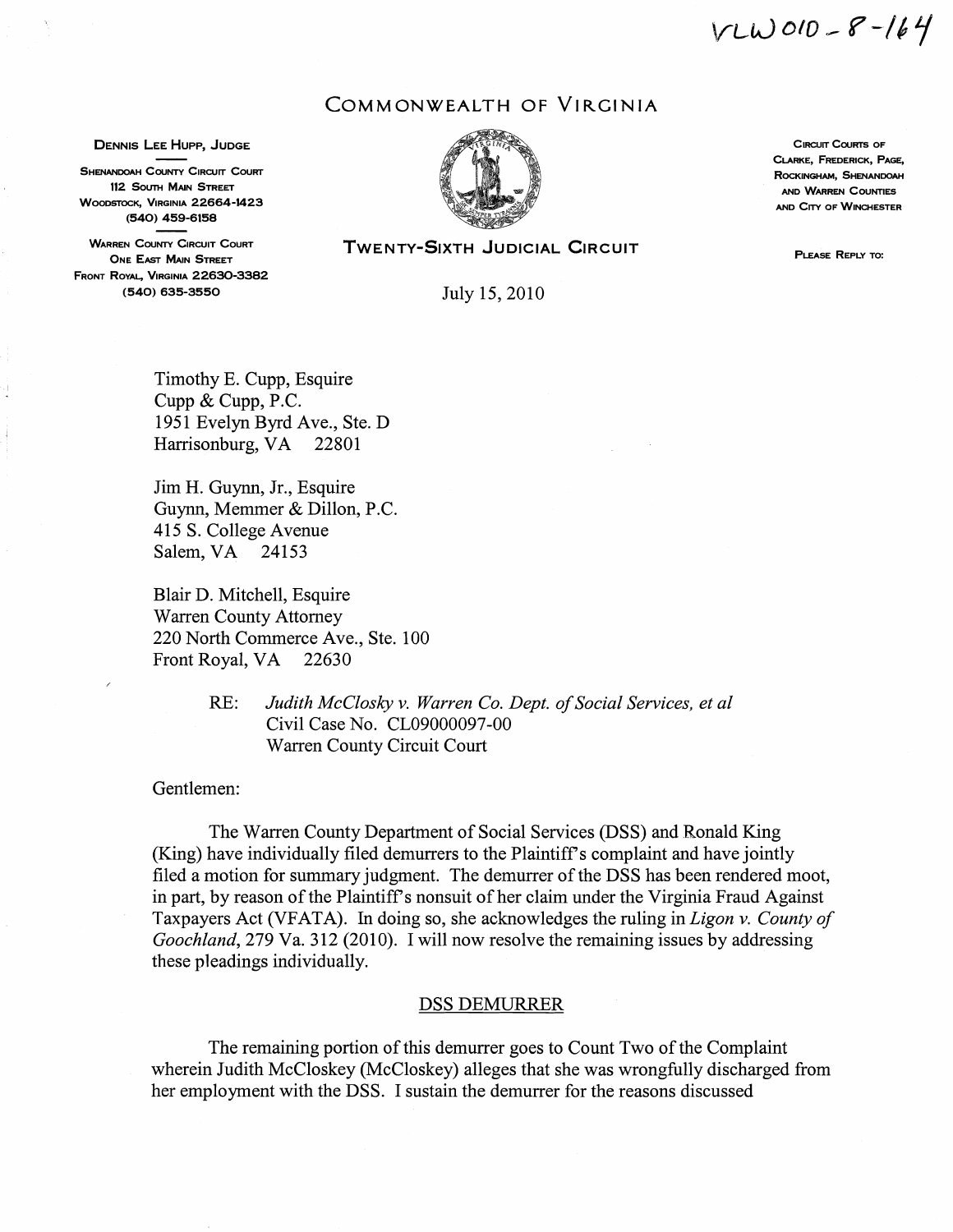VLW 010-8-164

COMMONWEALTH OF VIRGINIA

**DENNIS LEE HUPP, JUDGE**

SHENANDOAH COUNTY CIRCUIT COURT
112 SOUTH MAIN STREET
WOODSTOCK, VIRGINIA 22664-1423
(540) 459-6158

WARREN COUNTY CIRCUIT COURT
ONE EAST MAIN STREET
FRONT ROYAL, VIRGINIA 22630-3382
(540) 635-3550

TWENTY-SIXTH JUDICIAL CIRCUIT

CIRCUIT COURTS OF
CLARKE, FREDERICK, PAGE,
ROCKINGHAM, SHENANDOAH
AND WARREN COUNTIES
AND CITY OF WINCHESTER

PLEASE REPLY TO:

July 15, 2010

Timothy E. Cupp, Esquire
Cupp & Cupp, P.C.
1951 Evelyn Byrd Ave., Ste. D
Harrisonburg, VA 22801

Jim H. Guynn, Jr., Esquire
Guynn, Memmer & Dillon, P.C.
415 S. College Avenue
Salem, VA 24153

Blair D. Mitchell, Esquire
Warren County Attorney
220 North Commerce Ave., Ste. 100
Front Royal, VA 22630

RE: *Judith McClosky v. Warren Co. Dept. of Social Services, et al*
Civil Case No. CL09000097-00
Warren County Circuit Court

Gentlemen:

The Warren County Department of Social Services (DSS) and Ronald King (King) have individually filed demurrers to the Plaintiff's complaint and have jointly filed a motion for summary judgment. The demurrer of the DSS has been rendered moot, in part, by reason of the Plaintiff's nonsuit of her claim under the Virginia Fraud Against Taxpayers Act (VFATA). In doing so, she acknowledges the ruling in *Ligon v. County of Goochland*, 279 Va. 312 (2010). I will now resolve the remaining issues by addressing these pleadings individually.

## DSS DEMURRER

The remaining portion of this demurrer goes to Count Two of the Complaint wherein Judith McCloskey (McCloskey) alleges that she was wrongfully discharged from her employment with the DSS. I sustain the demurrer for the reasons discussed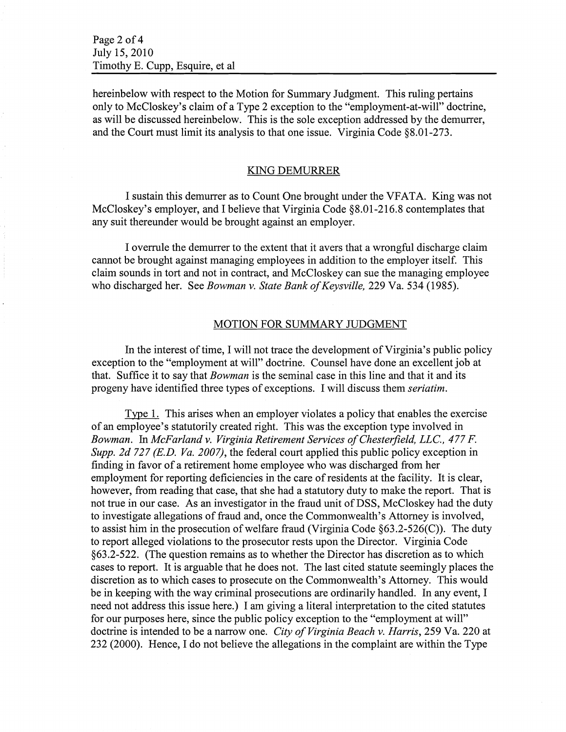hereinbelow with respect to the Motion for Summary Judgment. This ruling pertains only to McCloskey's claim of a Type 2 exception to the "employment-at-will" doctrine, as will be discussed hereinbelow. This is the sole exception addressed by the demurrer, and the Court must limit its analysis to that one issue. Virginia Code §8.01-273.

## KING DEMURRER

I sustain this demurrer as to Count One brought under the VFATA. King was not McCloskey's employer, and I believe that Virginia Code §8.01-216.8 contemplates that any suit thereunder would be brought against an employer.

I overrule the demurrer to the extent that it avers that a wrongful discharge claim cannot be brought against managing employees in addition to the employer itself. This claim sounds in tort and not in contract, and McCloskey can sue the managing employee who discharged her. See *Bowman v. State Bank of Keysville,* 229 Va. 534 (1985).

## MOTION FOR SUMMARY JUDGMENT

In the interest of time, I will not trace the development of Virginia's public policy exception to the "employment at will" doctrine. Counsel have done an excellent job at that. Suffice it to say that *Bowman* is the seminal case in this line and that it and its progeny have identified three types of exceptions. I will discuss them *seriatim*.

Type 1. This arises when an employer violates a policy that enables the exercise of an employee's statutorily created right. This was the exception type involved in *Bowman*. In *McFarland v. Virginia Retirement Services of Chesterfield, LLC., 477 F. Supp. 2d 727 (E.D. Va. 2007)*, the federal court applied this public policy exception in finding in favor of a retirement home employee who was discharged from her employment for reporting deficiencies in the care of residents at the facility. It is clear, however, from reading that case, that she had a statutory duty to make the report. That is not true in our case. As an investigator in the fraud unit of DSS, McCloskey had the duty to investigate allegations of fraud and, once the Commonwealth's Attorney is involved, to assist him in the prosecution of welfare fraud (Virginia Code §63.2-526(C)). The duty to report alleged violations to the prosecutor rests upon the Director. Virginia Code §63.2-522. (The question remains as to whether the Director has discretion as to which cases to report. It is arguable that he does not. The last cited statute seemingly places the discretion as to which cases to prosecute on the Commonwealth's Attorney. This would be in keeping with the way criminal prosecutions are ordinarily handled. In any event, I need not address this issue here.) I am giving a literal interpretation to the cited statutes for our purposes here, since the public policy exception to the "employment at will" doctrine is intended to be a narrow one. *City of Virginia Beach v. Harris,* 259 Va. 220 at 232 (2000). Hence, I do not believe the allegations in the complaint are within the Type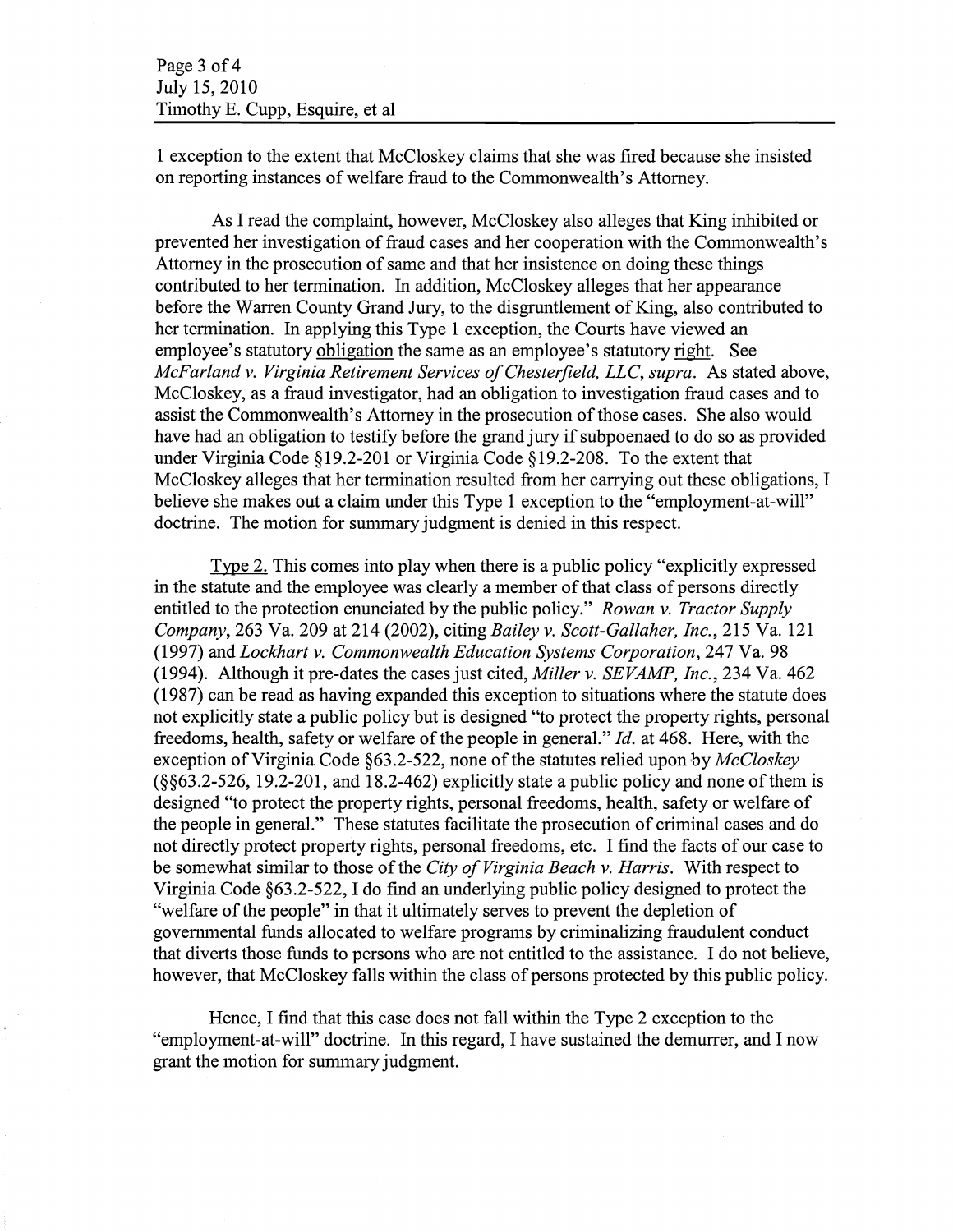1 exception to the extent that McCloskey claims that she was fired because she insisted on reporting instances of welfare fraud to the Commonwealth's Attorney.

As I read the complaint, however, McCloskey also alleges that King inhibited or prevented her investigation of fraud cases and her cooperation with the Commonwealth's Attorney in the prosecution of same and that her insistence on doing these things contributed to her termination. In addition, McCloskey alleges that her appearance before the Warren County Grand Jury, to the disgruntlement of King, also contributed to her termination. In applying this Type 1 exception, the Courts have viewed an employee's statutory obligation the same as an employee's statutory right. See *McFarland v. Virginia Retirement Services of Chesterfield, LLC*, *supra*. As stated above, McCloskey, as a fraud investigator, had an obligation to investigation fraud cases and to assist the Commonwealth's Attorney in the prosecution of those cases. She also would have had an obligation to testify before the grand jury if subpoenaed to do so as provided under Virginia Code §19.2-201 or Virginia Code §19.2-208. To the extent that McCloskey alleges that her termination resulted from her carrying out these obligations, I believe she makes out a claim under this Type 1 exception to the "employment-at-will" doctrine. The motion for summary judgment is denied in this respect.

Type 2. This comes into play when there is a public policy "explicitly expressed in the statute and the employee was clearly a member of that class of persons directly entitled to the protection enunciated by the public policy." *Rowan v. Tractor Supply Company*, 263 Va. 209 at 214 (2002), citing *Bailey v. Scott-Gallaher, Inc.*, 215 Va. 121 (1997) and *Lockhart v. Commonwealth Education Systems Corporation*, 247 Va. 98 (1994). Although it pre-dates the cases just cited, *Miller v. SEVAMP, Inc.*, 234 Va. 462 (1987) can be read as having expanded this exception to situations where the statute does not explicitly state a public policy but is designed "to protect the property rights, personal freedoms, health, safety or welfare of the people in general." *Id.* at 468. Here, with the exception of Virginia Code §63.2-522, none of the statutes relied upon by *McCloskey* (§§63.2-526, 19.2-201, and 18.2-462) explicitly state a public policy and none of them is designed "to protect the property rights, personal freedoms, health, safety or welfare of the people in general." These statutes facilitate the prosecution of criminal cases and do not directly protect property rights, personal freedoms, etc. I find the facts of our case to be somewhat similar to those of the *City of Virginia Beach v. Harris*. With respect to Virginia Code §63.2-522, I do find an underlying public policy designed to protect the "welfare of the people" in that it ultimately serves to prevent the depletion of governmental funds allocated to welfare programs by criminalizing fraudulent conduct that diverts those funds to persons who are not entitled to the assistance. I do not believe, however, that McCloskey falls within the class of persons protected by this public policy.

Hence, I find that this case does not fall within the Type 2 exception to the "employment-at-will" doctrine. In this regard, I have sustained the demurrer, and I now grant the motion for summary judgment.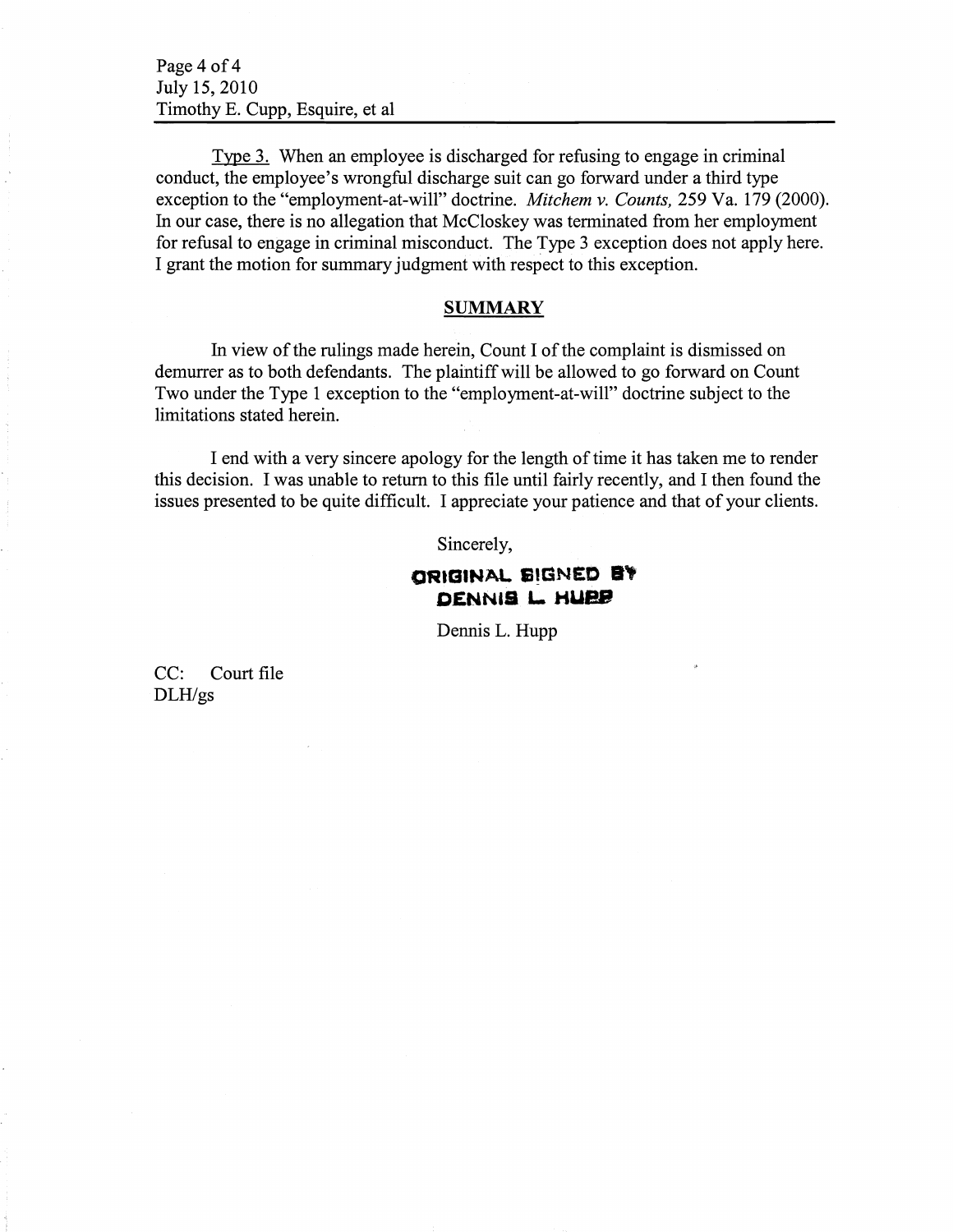Type 3. When an employee is discharged for refusing to engage in criminal conduct, the employee's wrongful discharge suit can go forward under a third type exception to the "employment-at-will" doctrine. *Mitchem v. Counts,* 259 Va. 179 (2000). In our case, there is no allegation that McCloskey was terminated from her employment for refusal to engage in criminal misconduct. The Type 3 exception does not apply here. I grant the motion for summary judgment with respect to this exception.

## SUMMARY

In view of the rulings made herein, Count I of the complaint is dismissed on demurrer as to both defendants. The plaintiff will be allowed to go forward on Count Two under the Type 1 exception to the "employment-at-will" doctrine subject to the limitations stated herein.

I end with a very sincere apology for the length of time it has taken me to render this decision. I was unable to return to this file until fairly recently, and I then found the issues presented to be quite difficult. I appreciate your patience and that of your clients.

Sincerely,

**ORIGINAL SIGNED BY DENNIS L. HUPP**

Dennis L. Hupp

CC: Court file
DLH/gs